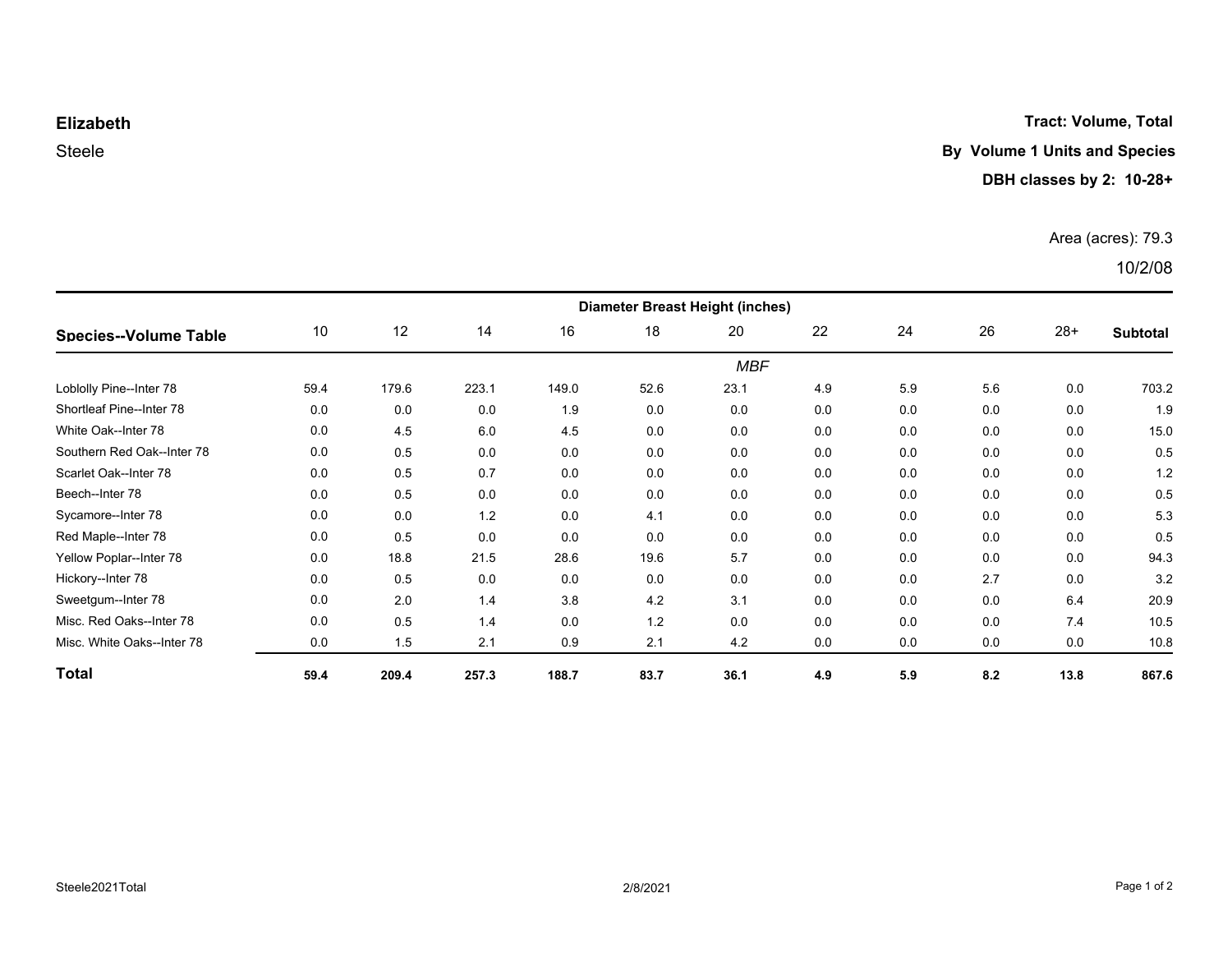**Elizabeth**

Steele

**Tract: Volume, Total**

**By Volume 1 Units and Species**

**DBH classes by 2: 10-28+**

Area (acres): 79.3

10/2/08

| Species--Volume Table | Diameter Breast Height (inches) | | | | | | | | | | |
|---|---|---|---|---|---|---|---|---|---|---|---|
| | 10 | 12 | 14 | 16 | 18 | 20 | 22 | 24 | 26 | 28+ | Subtotal |
| | *MBF* | | | | | | | | | | |
| Loblolly Pine--Inter 78 | 59.4 | 179.6 | 223.1 | 149.0 | 52.6 | 23.1 | 4.9 | 5.9 | 5.6 | 0.0 | 703.2 |
| Shortleaf Pine--Inter 78 | 0.0 | 0.0 | 0.0 | 1.9 | 0.0 | 0.0 | 0.0 | 0.0 | 0.0 | 0.0 | 1.9 |
| White Oak--Inter 78 | 0.0 | 4.5 | 6.0 | 4.5 | 0.0 | 0.0 | 0.0 | 0.0 | 0.0 | 0.0 | 15.0 |
| Southern Red Oak--Inter 78 | 0.0 | 0.5 | 0.0 | 0.0 | 0.0 | 0.0 | 0.0 | 0.0 | 0.0 | 0.0 | 0.5 |
| Scarlet Oak--Inter 78 | 0.0 | 0.5 | 0.7 | 0.0 | 0.0 | 0.0 | 0.0 | 0.0 | 0.0 | 0.0 | 1.2 |
| Beech--Inter 78 | 0.0 | 0.5 | 0.0 | 0.0 | 0.0 | 0.0 | 0.0 | 0.0 | 0.0 | 0.0 | 0.5 |
| Sycamore--Inter 78 | 0.0 | 0.0 | 1.2 | 0.0 | 4.1 | 0.0 | 0.0 | 0.0 | 0.0 | 0.0 | 5.3 |
| Red Maple--Inter 78 | 0.0 | 0.5 | 0.0 | 0.0 | 0.0 | 0.0 | 0.0 | 0.0 | 0.0 | 0.0 | 0.5 |
| Yellow Poplar--Inter 78 | 0.0 | 18.8 | 21.5 | 28.6 | 19.6 | 5.7 | 0.0 | 0.0 | 0.0 | 0.0 | 94.3 |
| Hickory--Inter 78 | 0.0 | 0.5 | 0.0 | 0.0 | 0.0 | 0.0 | 0.0 | 0.0 | 2.7 | 0.0 | 3.2 |
| Sweetgum--Inter 78 | 0.0 | 2.0 | 1.4 | 3.8 | 4.2 | 3.1 | 0.0 | 0.0 | 0.0 | 6.4 | 20.9 |
| Misc. Red Oaks--Inter 78 | 0.0 | 0.5 | 1.4 | 0.0 | 1.2 | 0.0 | 0.0 | 0.0 | 0.0 | 7.4 | 10.5 |
| Misc. White Oaks--Inter 78 | 0.0 | 1.5 | 2.1 | 0.9 | 2.1 | 4.2 | 0.0 | 0.0 | 0.0 | 0.0 | 10.8 |
| **Total** | **59.4** | **209.4** | **257.3** | **188.7** | **83.7** | **36.1** | **4.9** | **5.9** | **8.2** | **13.8** | **867.6** |

Steele2021Total 2/8/2021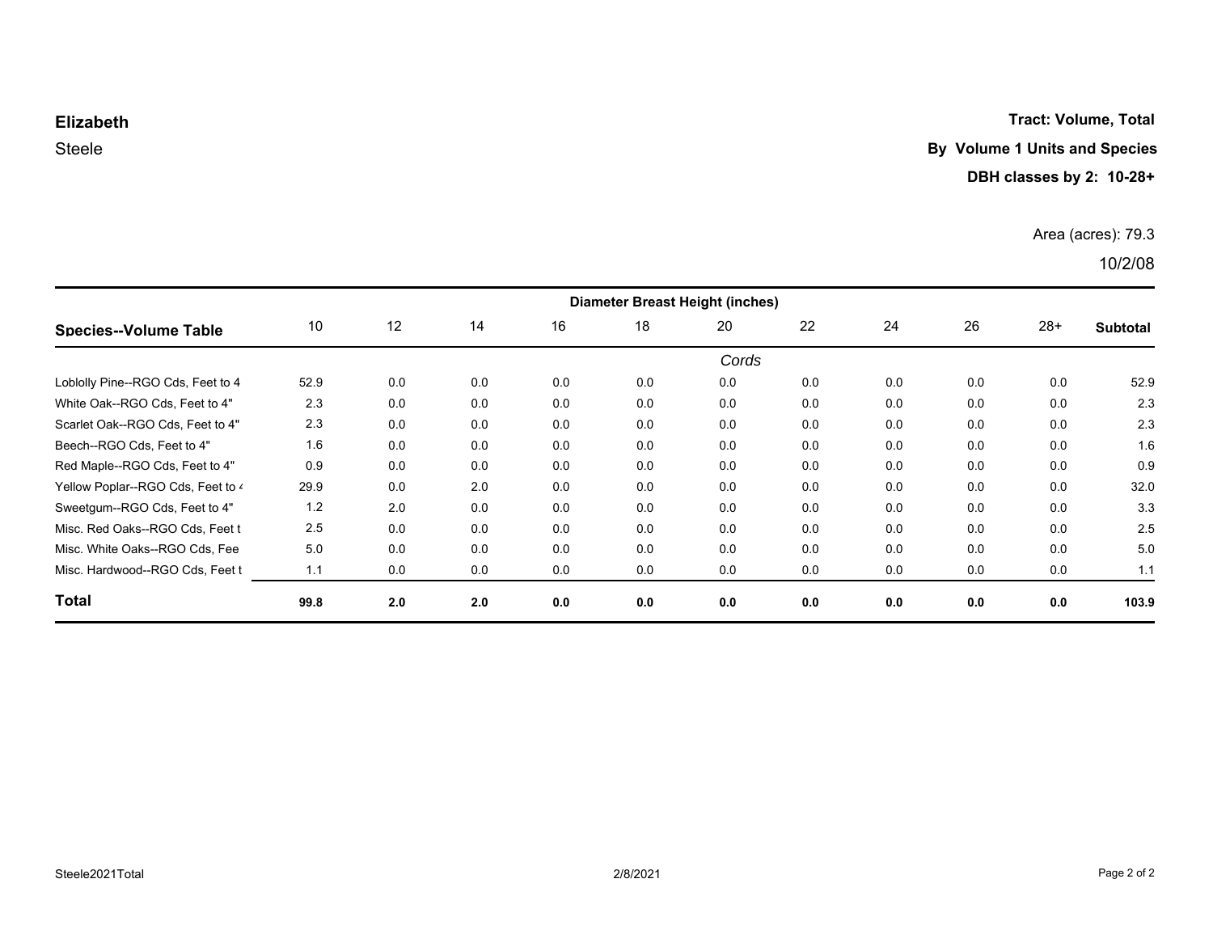**Elizabeth**

Steele

**Tract: Volume, Total**

**By Volume 1 Units and Species**

**DBH classes by 2: 10-28+**

Area (acres): 79.3

10/2/08

| | Diameter Breast Height (inches) | | | | | | | | | | |
|---|---|---|---|---|---|---|---|---|---|---|---|
| **Species--Volume Table** | 10 | 12 | 14 | 16 | 18 | 20 | 22 | 24 | 26 | 28+ | **Subtotal** |
| | | | | | | *Cords* | | | | | |
| Loblolly Pine--RGO Cds, Feet to 4 | 52.9 | 0.0 | 0.0 | 0.0 | 0.0 | 0.0 | 0.0 | 0.0 | 0.0 | 0.0 | 52.9 |
| White Oak--RGO Cds, Feet to 4" | 2.3 | 0.0 | 0.0 | 0.0 | 0.0 | 0.0 | 0.0 | 0.0 | 0.0 | 0.0 | 2.3 |
| Scarlet Oak--RGO Cds, Feet to 4" | 2.3 | 0.0 | 0.0 | 0.0 | 0.0 | 0.0 | 0.0 | 0.0 | 0.0 | 0.0 | 2.3 |
| Beech--RGO Cds, Feet to 4" | 1.6 | 0.0 | 0.0 | 0.0 | 0.0 | 0.0 | 0.0 | 0.0 | 0.0 | 0.0 | 1.6 |
| Red Maple--RGO Cds, Feet to 4" | 0.9 | 0.0 | 0.0 | 0.0 | 0.0 | 0.0 | 0.0 | 0.0 | 0.0 | 0.0 | 0.9 |
| Yellow Poplar--RGO Cds, Feet to 4 | 29.9 | 0.0 | 2.0 | 0.0 | 0.0 | 0.0 | 0.0 | 0.0 | 0.0 | 0.0 | 32.0 |
| Sweetgum--RGO Cds, Feet to 4" | 1.2 | 2.0 | 0.0 | 0.0 | 0.0 | 0.0 | 0.0 | 0.0 | 0.0 | 0.0 | 3.3 |
| Misc. Red Oaks--RGO Cds, Feet t | 2.5 | 0.0 | 0.0 | 0.0 | 0.0 | 0.0 | 0.0 | 0.0 | 0.0 | 0.0 | 2.5 |
| Misc. White Oaks--RGO Cds, Fee | 5.0 | 0.0 | 0.0 | 0.0 | 0.0 | 0.0 | 0.0 | 0.0 | 0.0 | 0.0 | 5.0 |
| Misc. Hardwood--RGO Cds, Feet t | 1.1 | 0.0 | 0.0 | 0.0 | 0.0 | 0.0 | 0.0 | 0.0 | 0.0 | 0.0 | 1.1 |
| **Total** | **99.8** | **2.0** | **2.0** | **0.0** | **0.0** | **0.0** | **0.0** | **0.0** | **0.0** | **0.0** | **103.9** |

Steele2021Total 2/8/2021